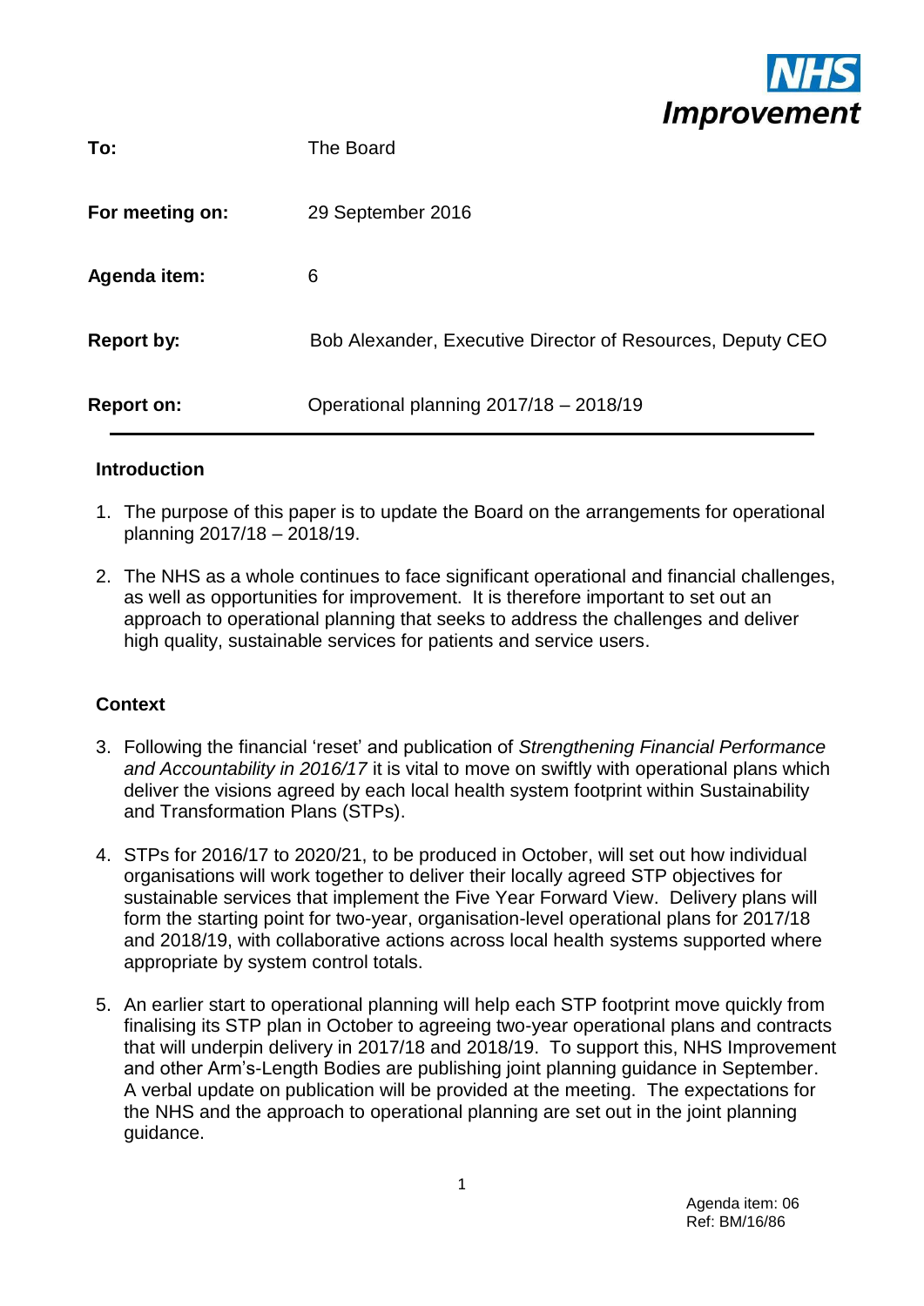**NHS Improvement**

| | |
|---|---|
| **To:** | The Board |
| **For meeting on:** | 29 September 2016 |
| **Agenda item:** | 6 |
| **Report by:** | Bob Alexander, Executive Director of Resources, Deputy CEO |
| **Report on:** | Operational planning 2017/18 – 2018/19 |

## Introduction

1. The purpose of this paper is to update the Board on the arrangements for operational planning 2017/18 – 2018/19.

2. The NHS as a whole continues to face significant operational and financial challenges, as well as opportunities for improvement. It is therefore important to set out an approach to operational planning that seeks to address the challenges and deliver high quality, sustainable services for patients and service users.

## Context

3. Following the financial 'reset' and publication of *Strengthening Financial Performance and Accountability in 2016/17* it is vital to move on swiftly with operational plans which deliver the visions agreed by each local health system footprint within Sustainability and Transformation Plans (STPs).

4. STPs for 2016/17 to 2020/21, to be produced in October, will set out how individual organisations will work together to deliver their locally agreed STP objectives for sustainable services that implement the Five Year Forward View. Delivery plans will form the starting point for two-year, organisation-level operational plans for 2017/18 and 2018/19, with collaborative actions across local health systems supported where appropriate by system control totals.

5. An earlier start to operational planning will help each STP footprint move quickly from finalising its STP plan in October to agreeing two-year operational plans and contracts that will underpin delivery in 2017/18 and 2018/19. To support this, NHS Improvement and other Arm's-Length Bodies are publishing joint planning guidance in September. A verbal update on publication will be provided at the meeting. The expectations for the NHS and the approach to operational planning are set out in the joint planning guidance.

Agenda item: 06
Ref: BM/16/86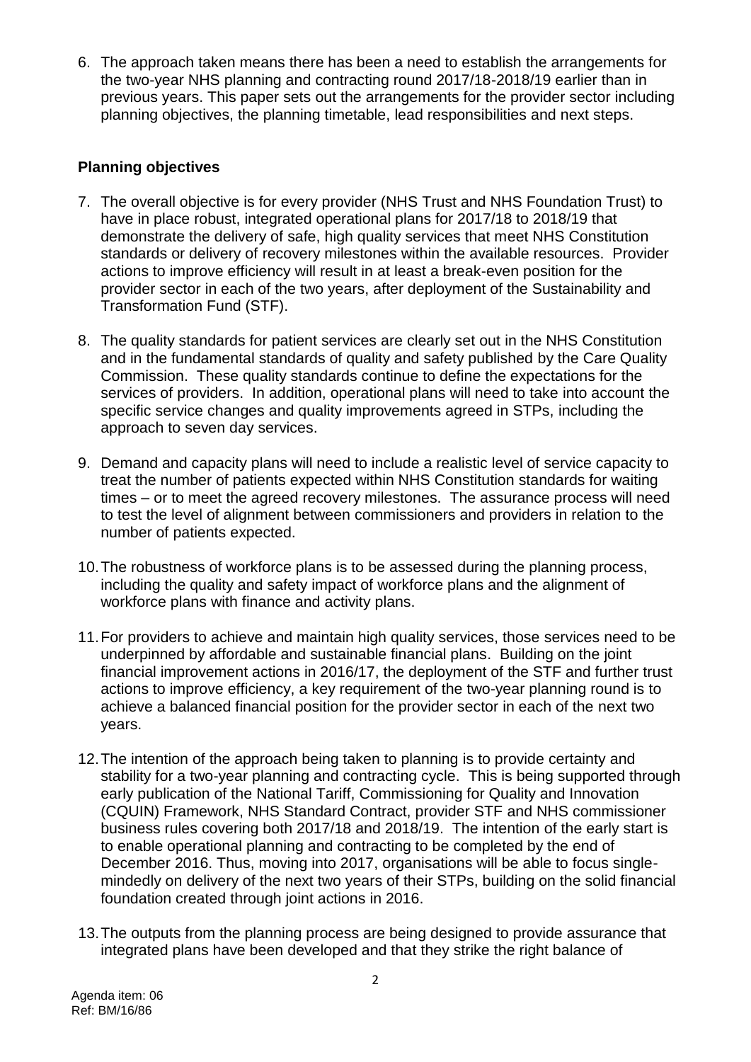6. The approach taken means there has been a need to establish the arrangements for the two-year NHS planning and contracting round 2017/18-2018/19 earlier than in previous years. This paper sets out the arrangements for the provider sector including planning objectives, the planning timetable, lead responsibilities and next steps.

## Planning objectives

7. The overall objective is for every provider (NHS Trust and NHS Foundation Trust) to have in place robust, integrated operational plans for 2017/18 to 2018/19 that demonstrate the delivery of safe, high quality services that meet NHS Constitution standards or delivery of recovery milestones within the available resources. Provider actions to improve efficiency will result in at least a break-even position for the provider sector in each of the two years, after deployment of the Sustainability and Transformation Fund (STF).

8. The quality standards for patient services are clearly set out in the NHS Constitution and in the fundamental standards of quality and safety published by the Care Quality Commission. These quality standards continue to define the expectations for the services of providers. In addition, operational plans will need to take into account the specific service changes and quality improvements agreed in STPs, including the approach to seven day services.

9. Demand and capacity plans will need to include a realistic level of service capacity to treat the number of patients expected within NHS Constitution standards for waiting times – or to meet the agreed recovery milestones. The assurance process will need to test the level of alignment between commissioners and providers in relation to the number of patients expected.

10. The robustness of workforce plans is to be assessed during the planning process, including the quality and safety impact of workforce plans and the alignment of workforce plans with finance and activity plans.

11. For providers to achieve and maintain high quality services, those services need to be underpinned by affordable and sustainable financial plans. Building on the joint financial improvement actions in 2016/17, the deployment of the STF and further trust actions to improve efficiency, a key requirement of the two-year planning round is to achieve a balanced financial position for the provider sector in each of the next two years.

12. The intention of the approach being taken to planning is to provide certainty and stability for a two-year planning and contracting cycle. This is being supported through early publication of the National Tariff, Commissioning for Quality and Innovation (CQUIN) Framework, NHS Standard Contract, provider STF and NHS commissioner business rules covering both 2017/18 and 2018/19. The intention of the early start is to enable operational planning and contracting to be completed by the end of December 2016. Thus, moving into 2017, organisations will be able to focus single-mindedly on delivery of the next two years of their STPs, building on the solid financial foundation created through joint actions in 2016.

13. The outputs from the planning process are being designed to provide assurance that integrated plans have been developed and that they strike the right balance of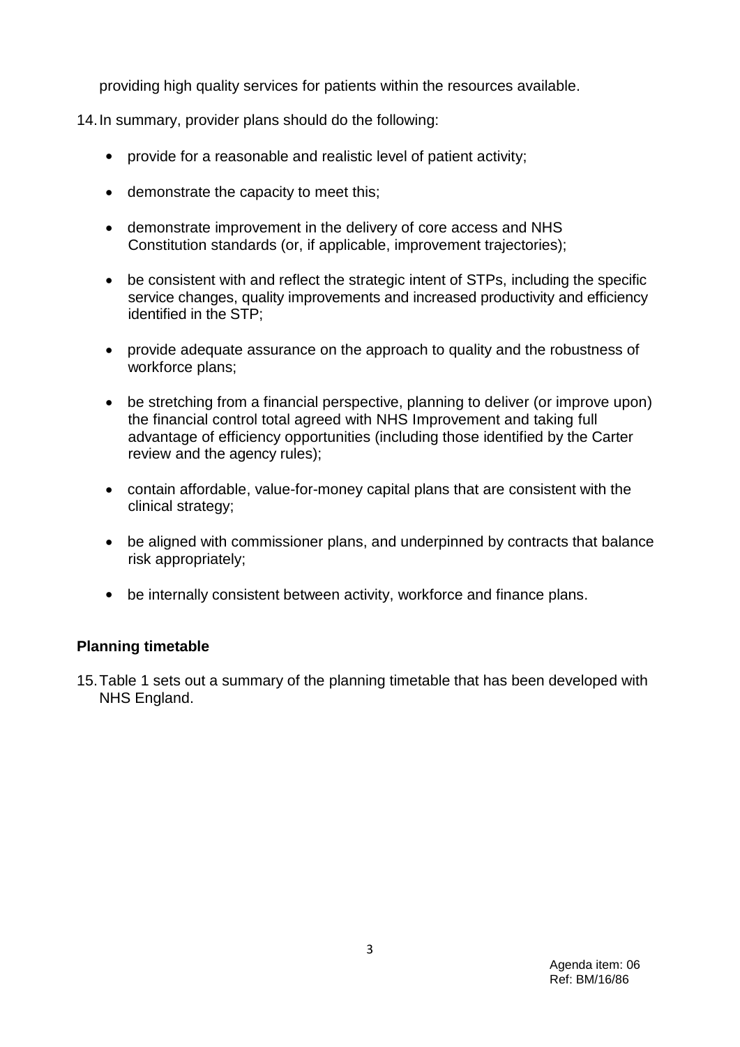providing high quality services for patients within the resources available.

14. In summary, provider plans should do the following:

- provide for a reasonable and realistic level of patient activity;
- demonstrate the capacity to meet this;
- demonstrate improvement in the delivery of core access and NHS Constitution standards (or, if applicable, improvement trajectories);
- be consistent with and reflect the strategic intent of STPs, including the specific service changes, quality improvements and increased productivity and efficiency identified in the STP;
- provide adequate assurance on the approach to quality and the robustness of workforce plans;
- be stretching from a financial perspective, planning to deliver (or improve upon) the financial control total agreed with NHS Improvement and taking full advantage of efficiency opportunities (including those identified by the Carter review and the agency rules);
- contain affordable, value-for-money capital plans that are consistent with the clinical strategy;
- be aligned with commissioner plans, and underpinned by contracts that balance risk appropriately;
- be internally consistent between activity, workforce and finance plans.

**Planning timetable**

15. Table 1 sets out a summary of the planning timetable that has been developed with NHS England.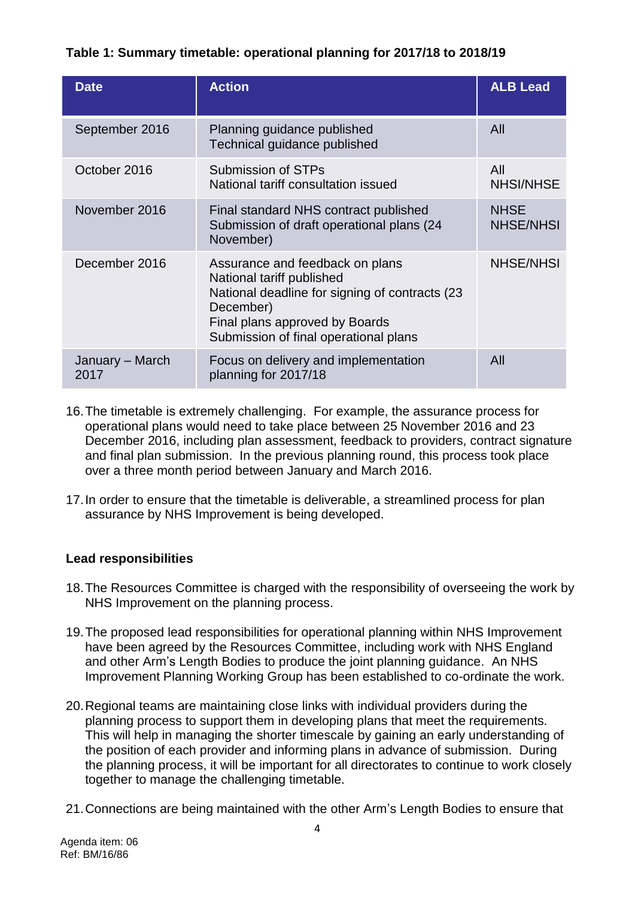**Table 1: Summary timetable: operational planning for 2017/18 to 2018/19**

| Date | Action | ALB Lead |
|---|---|---|
| September 2016 | Planning guidance published<br>Technical guidance published | All |
| October 2016 | Submission of STPs<br>National tariff consultation issued | All<br>NHSI/NHSE |
| November 2016 | Final standard NHS contract published<br>Submission of draft operational plans (24 November) | NHSE<br>NHSE/NHSI |
| December 2016 | Assurance and feedback on plans<br>National tariff published<br>National deadline for signing of contracts (23 December)<br>Final plans approved by Boards<br>Submission of final operational plans | NHSE/NHSI |
| January – March 2017 | Focus on delivery and implementation planning for 2017/18 | All |

16. The timetable is extremely challenging. For example, the assurance process for operational plans would need to take place between 25 November 2016 and 23 December 2016, including plan assessment, feedback to providers, contract signature and final plan submission. In the previous planning round, this process took place over a three month period between January and March 2016.

17. In order to ensure that the timetable is deliverable, a streamlined process for plan assurance by NHS Improvement is being developed.

**Lead responsibilities**

18. The Resources Committee is charged with the responsibility of overseeing the work by NHS Improvement on the planning process.

19. The proposed lead responsibilities for operational planning within NHS Improvement have been agreed by the Resources Committee, including work with NHS England and other Arm's Length Bodies to produce the joint planning guidance. An NHS Improvement Planning Working Group has been established to co-ordinate the work.

20. Regional teams are maintaining close links with individual providers during the planning process to support them in developing plans that meet the requirements. This will help in managing the shorter timescale by gaining an early understanding of the position of each provider and informing plans in advance of submission. During the planning process, it will be important for all directorates to continue to work closely together to manage the challenging timetable.

21. Connections are being maintained with the other Arm's Length Bodies to ensure that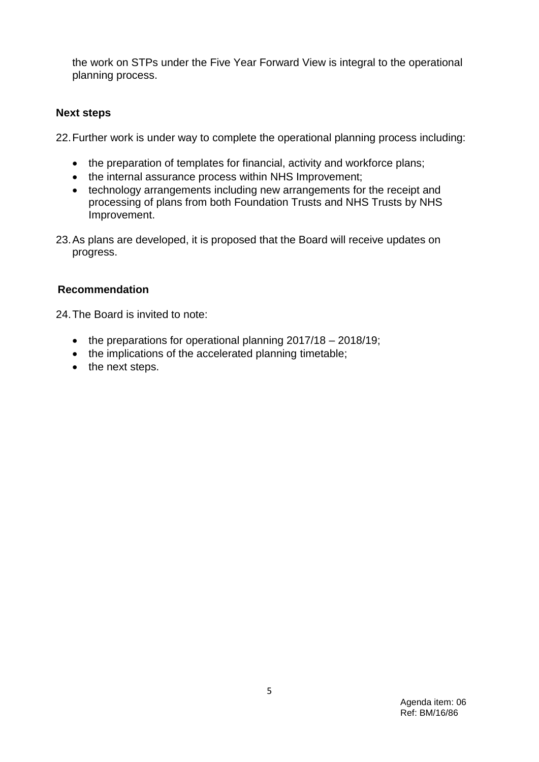the work on STPs under the Five Year Forward View is integral to the operational planning process.

### Next steps

22. Further work is under way to complete the operational planning process including:

    - the preparation of templates for financial, activity and workforce plans;
    - the internal assurance process within NHS Improvement;
    - technology arrangements including new arrangements for the receipt and processing of plans from both Foundation Trusts and NHS Trusts by NHS Improvement.

23. As plans are developed, it is proposed that the Board will receive updates on progress.

### Recommendation

24. The Board is invited to note:

    - the preparations for operational planning 2017/18 – 2018/19;
    - the implications of the accelerated planning timetable;
    - the next steps.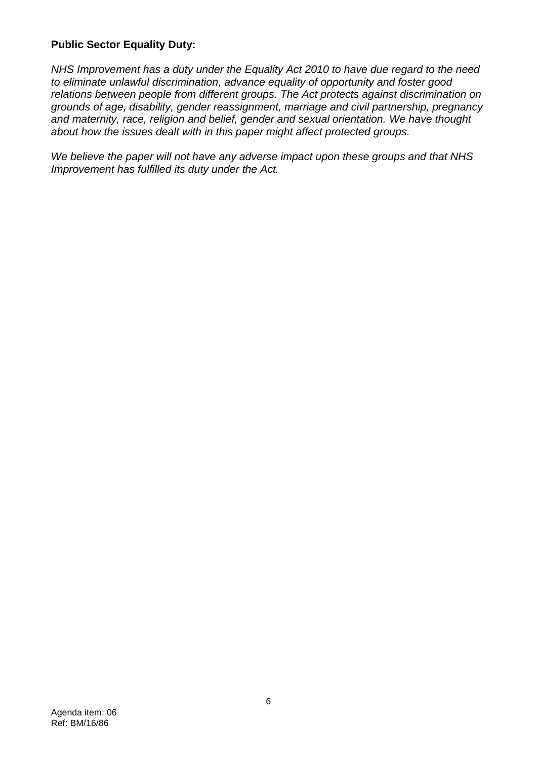**Public Sector Equality Duty:**

*NHS Improvement has a duty under the Equality Act 2010 to have due regard to the need to eliminate unlawful discrimination, advance equality of opportunity and foster good relations between people from different groups. The Act protects against discrimination on grounds of age, disability, gender reassignment, marriage and civil partnership, pregnancy and maternity, race, religion and belief, gender and sexual orientation. We have thought about how the issues dealt with in this paper might affect protected groups.*

*We believe the paper will not have any adverse impact upon these groups and that NHS Improvement has fulfilled its duty under the Act.*